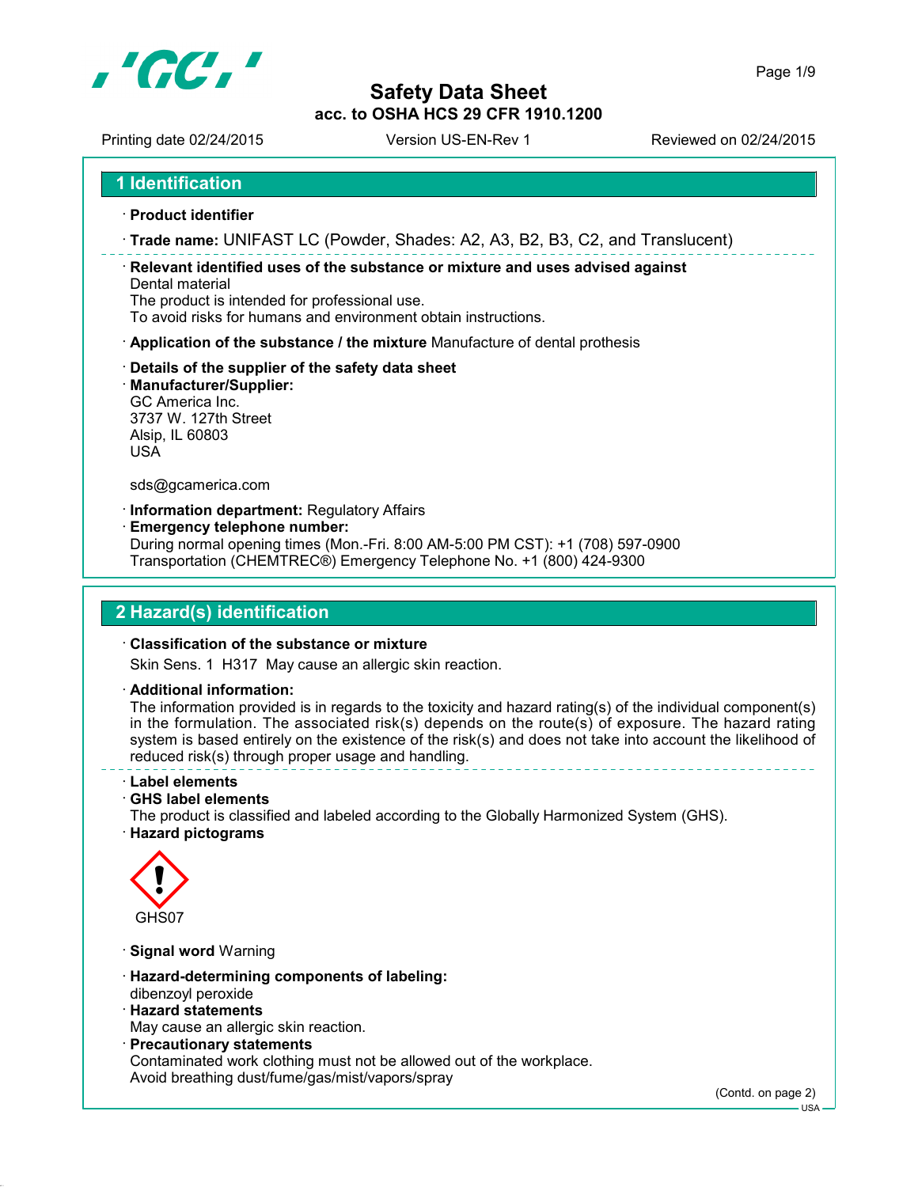# Safety Data Sheet

**acc. to OSHA HCS 29 CFR 1910.1200**

Printing date 02/24/2015 Version US-EN-Rev 1 Reviewed on 02/24/2015

## 1 Identification

· **Product identifier**

· **Trade name:** UNIFAST LC (Powder, Shades: A2, A3, B2, B3, C2, and Translucent)

· **Relevant identified uses of the substance or mixture and uses advised against**
Dental material
The product is intended for professional use.
To avoid risks for humans and environment obtain instructions.

· **Application of the substance / the mixture** Manufacture of dental prothesis

· **Details of the supplier of the safety data sheet**

· **Manufacturer/Supplier:**
GC America Inc.
3737 W. 127th Street
Alsip, IL 60803
USA

sds@gcamerica.com

· **Information department:** Regulatory Affairs

· **Emergency telephone number:**
During normal opening times (Mon.-Fri. 8:00 AM-5:00 PM CST): +1 (708) 597-0900
Transportation (CHEMTREC®) Emergency Telephone No. +1 (800) 424-9300

## 2 Hazard(s) identification

· **Classification of the substance or mixture**
Skin Sens. 1 H317 May cause an allergic skin reaction.

· **Additional information:**
The information provided is in regards to the toxicity and hazard rating(s) of the individual component(s) in the formulation. The associated risk(s) depends on the route(s) of exposure. The hazard rating system is based entirely on the existence of the risk(s) and does not take into account the likelihood of reduced risk(s) through proper usage and handling.

· **Label elements**

· **GHS label elements**
The product is classified and labeled according to the Globally Harmonized System (GHS).

· **Hazard pictograms**

GHS07

· **Signal word** Warning

· **Hazard-determining components of labeling:**
dibenzoyl peroxide

· **Hazard statements**
May cause an allergic skin reaction.

· **Precautionary statements**
Contaminated work clothing must not be allowed out of the workplace.
Avoid breathing dust/fume/gas/mist/vapors/spray

(Contd. on page 2)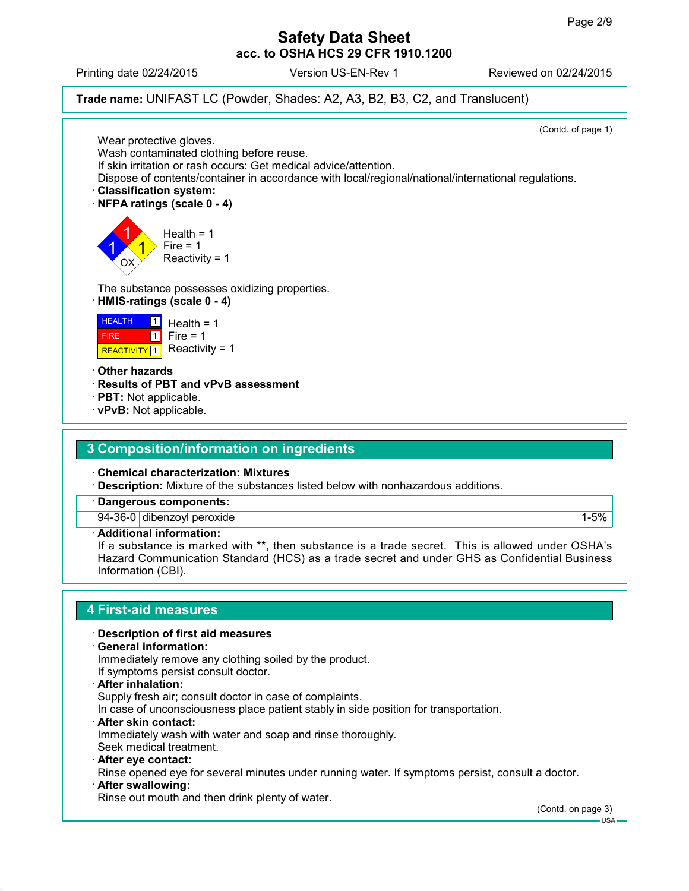**Trade name:** UNIFAST LC (Powder, Shades: A2, A3, B2, B3, C2, and Translucent)

(Contd. of page 1)

Wear protective gloves.
Wash contaminated clothing before reuse.
If skin irritation or rash occurs: Get medical advice/attention.
Dispose of contents/container in accordance with local/regional/national/international regulations.

· **Classification system:**

· **NFPA ratings (scale 0 - 4)**

Health = 1
Fire = 1
Reactivity = 1

The substance possesses oxidizing properties.

· **HMIS-ratings (scale 0 - 4)**

HEALTH 1 Health = 1
FIRE 1 Fire = 1
REACTIVITY 1 Reactivity = 1

· **Other hazards**
· **Results of PBT and vPvB assessment**
· **PBT:** Not applicable.
· **vPvB:** Not applicable.

## 3 Composition/information on ingredients

· **Chemical characterization: Mixtures**
· **Description:** Mixture of the substances listed below with nonhazardous additions.

| · Dangerous components: | | |
|---|---|---|
| 94-36-0 | dibenzoyl peroxide | 1-5% |

· **Additional information:**
If a substance is marked with **, then substance is a trade secret. This is allowed under OSHA's Hazard Communication Standard (HCS) as a trade secret and under GHS as Confidential Business Information (CBI).

## 4 First-aid measures

· **Description of first aid measures**
· **General information:**
Immediately remove any clothing soiled by the product.
If symptoms persist consult doctor.
· **After inhalation:**
Supply fresh air; consult doctor in case of complaints.
In case of unconsciousness place patient stably in side position for transportation.
· **After skin contact:**
Immediately wash with water and soap and rinse thoroughly.
Seek medical treatment.
· **After eye contact:**
Rinse opened eye for several minutes under running water. If symptoms persist, consult a doctor.
· **After swallowing:**
Rinse out mouth and then drink plenty of water.

(Contd. on page 3)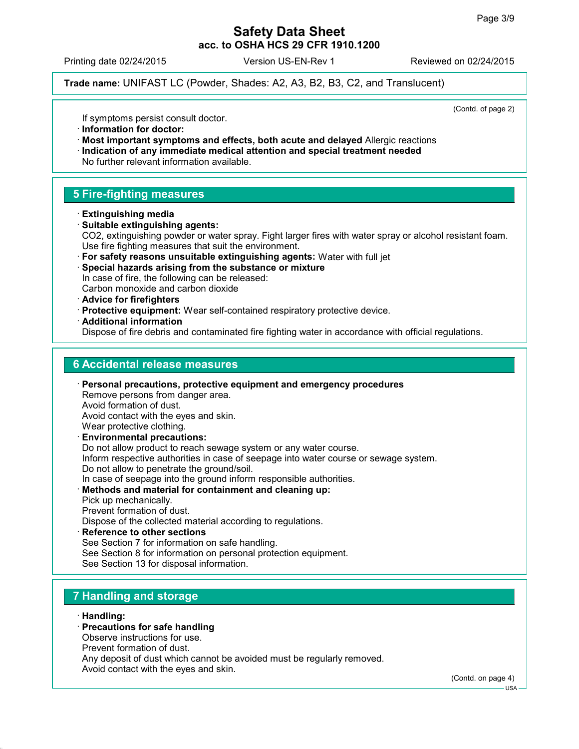**Trade name:** UNIFAST LC (Powder, Shades: A2, A3, B2, B3, C2, and Translucent)

(Contd. of page 2)

If symptoms persist consult doctor.

· **Information for doctor:**

· **Most important symptoms and effects, both acute and delayed** Allergic reactions

· **Indication of any immediate medical attention and special treatment needed**
No further relevant information available.

## 5 Fire-fighting measures

· **Extinguishing media**

· **Suitable extinguishing agents:**
$CO_2$, extinguishing powder or water spray. Fight larger fires with water spray or alcohol resistant foam.
Use fire fighting measures that suit the environment.

· **For safety reasons unsuitable extinguishing agents:** Water with full jet

· **Special hazards arising from the substance or mixture**
In case of fire, the following can be released:
Carbon monoxide and carbon dioxide

· **Advice for firefighters**

· **Protective equipment:** Wear self-contained respiratory protective device.

· **Additional information**
Dispose of fire debris and contaminated fire fighting water in accordance with official regulations.

## 6 Accidental release measures

· **Personal precautions, protective equipment and emergency procedures**
Remove persons from danger area.
Avoid formation of dust.
Avoid contact with the eyes and skin.
Wear protective clothing.

· **Environmental precautions:**
Do not allow product to reach sewage system or any water course.
Inform respective authorities in case of seepage into water course or sewage system.
Do not allow to penetrate the ground/soil.
In case of seepage into the ground inform responsible authorities.

· **Methods and material for containment and cleaning up:**
Pick up mechanically.
Prevent formation of dust.
Dispose of the collected material according to regulations.

· **Reference to other sections**
See Section 7 for information on safe handling.
See Section 8 for information on personal protection equipment.
See Section 13 for disposal information.

## 7 Handling and storage

· **Handling:**

· **Precautions for safe handling**
Observe instructions for use.
Prevent formation of dust.
Any deposit of dust which cannot be avoided must be regularly removed.
Avoid contact with the eyes and skin.

(Contd. on page 4)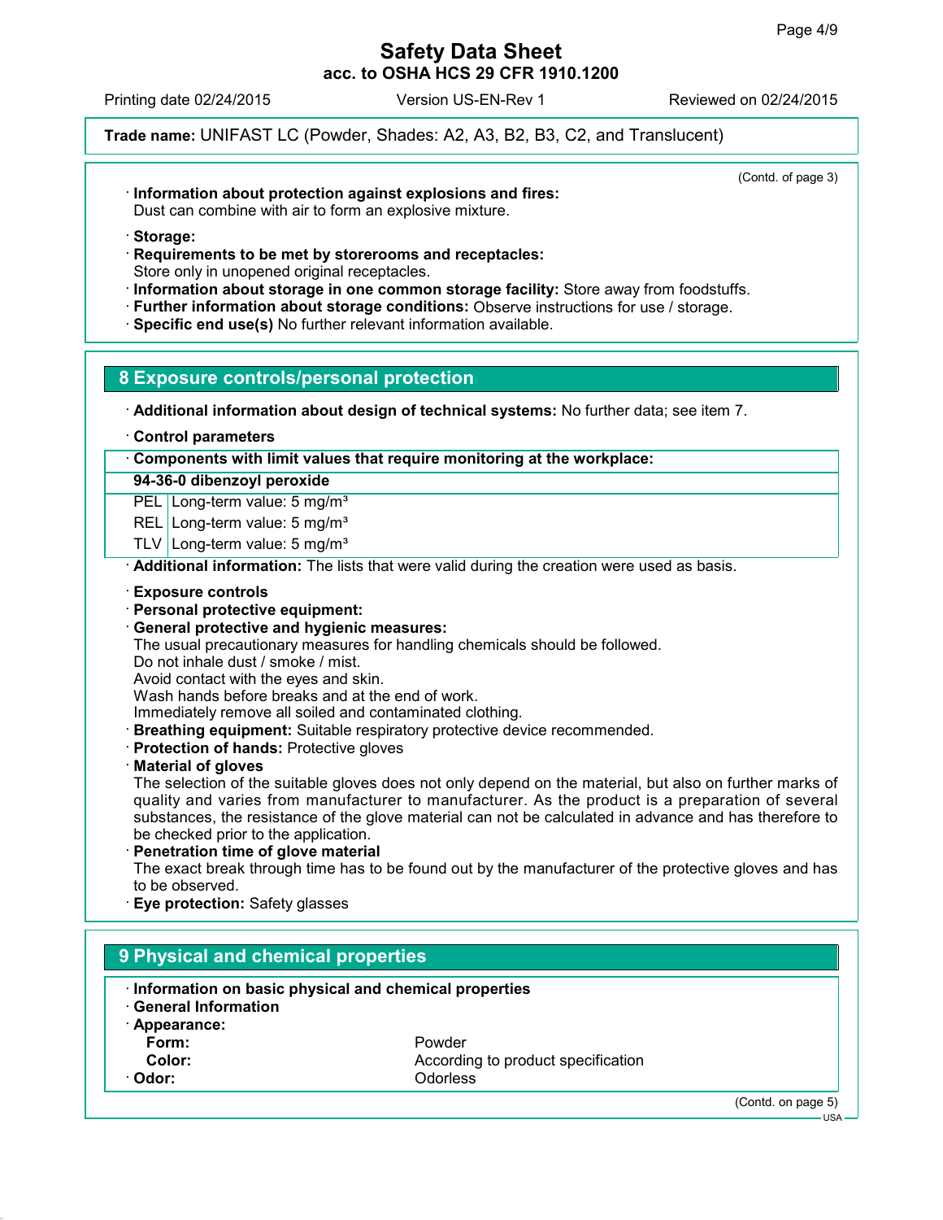**Trade name:** UNIFAST LC (Powder, Shades: A2, A3, B2, B3, C2, and Translucent)

(Contd. of page 3)

· **Information about protection against explosions and fires:**
Dust can combine with air to form an explosive mixture.

· **Storage:**
· **Requirements to be met by storerooms and receptacles:**
Store only in unopened original receptacles.
· **Information about storage in one common storage facility:** Store away from foodstuffs.
· **Further information about storage conditions:** Observe instructions for use / storage.
· **Specific end use(s)** No further relevant information available.

## 8 Exposure controls/personal protection

· **Additional information about design of technical systems:** No further data; see item 7.

· **Control parameters**

| · **Components with limit values that require monitoring at the workplace:** | |
|---|---|
| **94-36-0 dibenzoyl peroxide** | |
| PEL | Long-term value: 5 mg/m³ |
| REL | Long-term value: 5 mg/m³ |
| TLV | Long-term value: 5 mg/m³ |

· **Additional information:** The lists that were valid during the creation were used as basis.

· **Exposure controls**
· **Personal protective equipment:**
· **General protective and hygienic measures:**
The usual precautionary measures for handling chemicals should be followed.
Do not inhale dust / smoke / mist.
Avoid contact with the eyes and skin.
Wash hands before breaks and at the end of work.
Immediately remove all soiled and contaminated clothing.
· **Breathing equipment:** Suitable respiratory protective device recommended.
· **Protection of hands:** Protective gloves
· **Material of gloves**
The selection of the suitable gloves does not only depend on the material, but also on further marks of quality and varies from manufacturer to manufacturer. As the product is a preparation of several substances, the resistance of the glove material can not be calculated in advance and has therefore to be checked prior to the application.
· **Penetration time of glove material**
The exact break through time has to be found out by the manufacturer of the protective gloves and has to be observed.
· **Eye protection:** Safety glasses

## 9 Physical and chemical properties

· **Information on basic physical and chemical properties**
· **General Information**
· **Appearance:**

| | |
|---|---|
| **Form:** | Powder |
| **Color:** | According to product specification |
| · **Odor:** | Odorless |

(Contd. on page 5)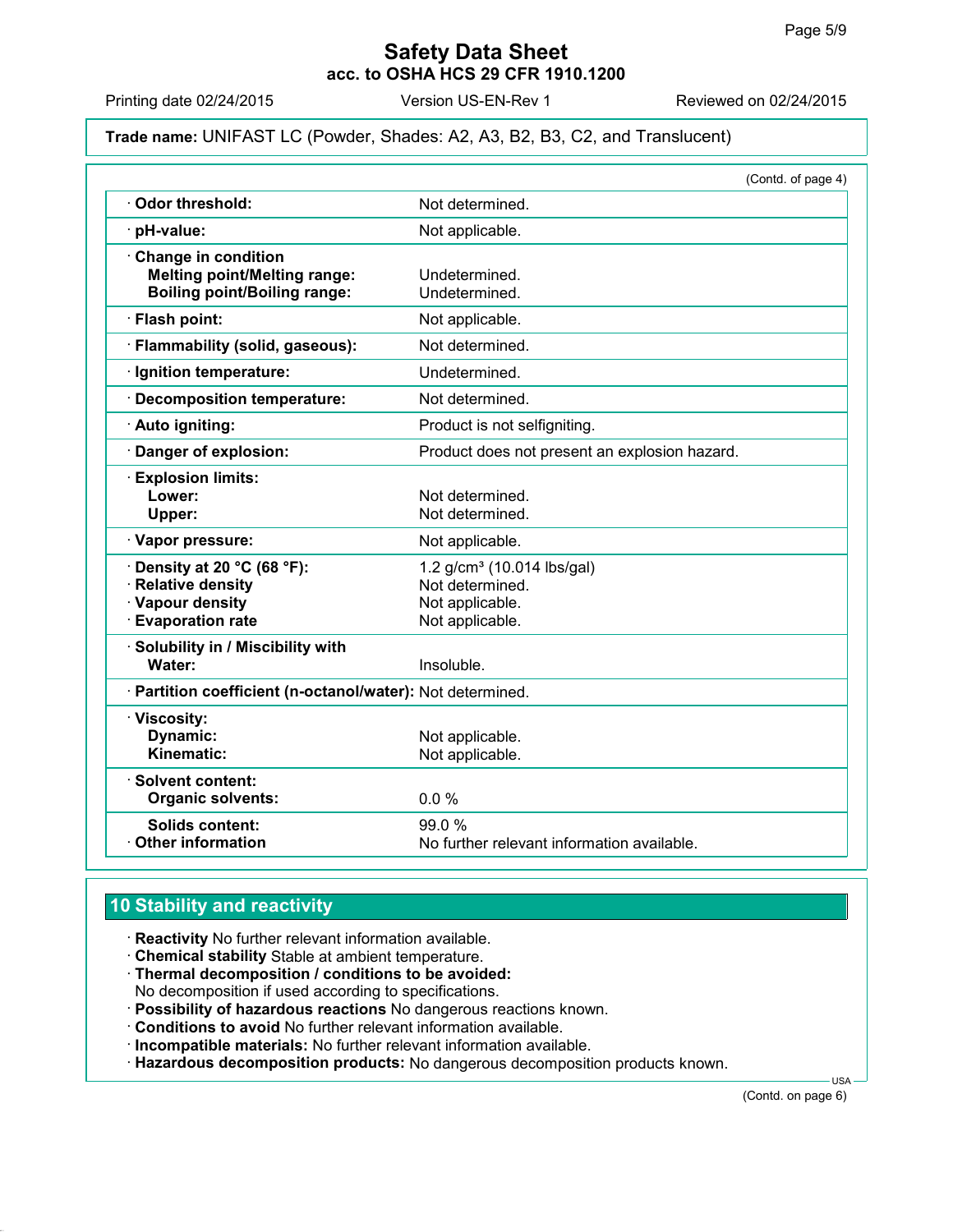# Safety Data Sheet
## acc. to OSHA HCS 29 CFR 1910.1200

Printing date 02/24/2015 Version US-EN-Rev 1 Reviewed on 02/24/2015

**Trade name:** UNIFAST LC (Powder, Shades: A2, A3, B2, B3, C2, and Translucent)

(Contd. of page 4)

| | |
|---|---|
| · **Odor threshold:** | Not determined. |
| · **pH-value:** | Not applicable. |
| · **Change in condition** | |
| **Melting point/Melting range:** | Undetermined. |
| **Boiling point/Boiling range:** | Undetermined. |
| · **Flash point:** | Not applicable. |
| · **Flammability (solid, gaseous):** | Not determined. |
| · **Ignition temperature:** | Undetermined. |
| · **Decomposition temperature:** | Not determined. |
| · **Auto igniting:** | Product is not selfigniting. |
| · **Danger of explosion:** | Product does not present an explosion hazard. |
| · **Explosion limits:** | |
| **Lower:** | Not determined. |
| **Upper:** | Not determined. |
| · **Vapor pressure:** | Not applicable. |
| · **Density at 20 °C (68 °F):** | 1.2 g/cm³ (10.014 lbs/gal) |
| · **Relative density** | Not determined. |
| · **Vapour density** | Not applicable. |
| · **Evaporation rate** | Not applicable. |
| · **Solubility in / Miscibility with** | |
| **Water:** | Insoluble. |
| · **Partition coefficient (n-octanol/water):** | Not determined. |
| · **Viscosity:** | |
| **Dynamic:** | Not applicable. |
| **Kinematic:** | Not applicable. |
| · **Solvent content:** | |
| **Organic solvents:** | 0.0 % |
| **Solids content:** | 99.0 % |
| · **Other information** | No further relevant information available. |

## 10 Stability and reactivity

· **Reactivity** No further relevant information available.
· **Chemical stability** Stable at ambient temperature.
· **Thermal decomposition / conditions to be avoided:**
No decomposition if used according to specifications.
· **Possibility of hazardous reactions** No dangerous reactions known.
· **Conditions to avoid** No further relevant information available.
· **Incompatible materials:** No further relevant information available.
· **Hazardous decomposition products:** No dangerous decomposition products known.

(Contd. on page 6)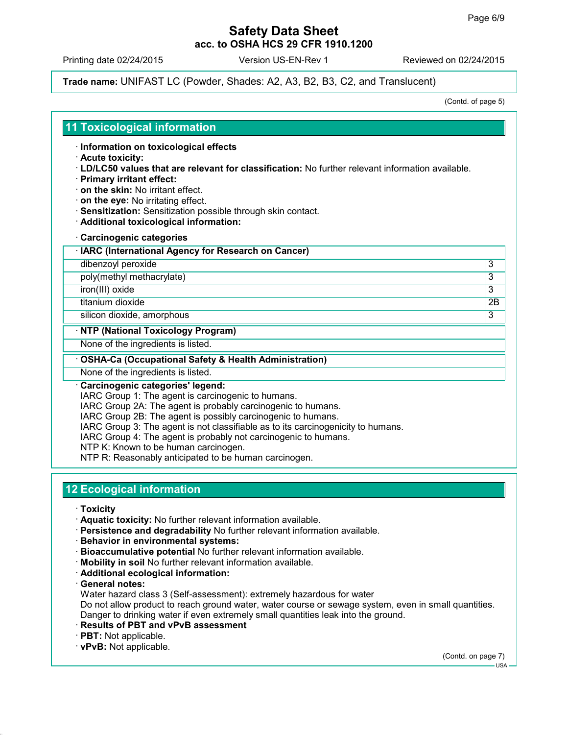Trade name: UNIFAST LC (Powder, Shades: A2, A3, B2, B3, C2, and Translucent)

(Contd. of page 5)

## 11 Toxicological information

· **Information on toxicological effects**
· **Acute toxicity:**
· **LD/LC50 values that are relevant for classification:** No further relevant information available.
· **Primary irritant effect:**
· **on the skin:** No irritant effect.
· **on the eye:** No irritating effect.
· **Sensitization:** Sensitization possible through skin contact.
· **Additional toxicological information:**

· **Carcinogenic categories**

| · IARC (International Agency for Research on Cancer) | |
|---|---|
| dibenzoyl peroxide | 3 |
| poly(methyl methacrylate) | 3 |
| iron(III) oxide | 3 |
| titanium dioxide | 2B |
| silicon dioxide, amorphous | 3 |

| · NTP (National Toxicology Program) |
|---|
| None of the ingredients is listed. |

| · OSHA-Ca (Occupational Safety & Health Administration) |
|---|
| None of the ingredients is listed. |

· **Carcinogenic categories' legend:**
IARC Group 1: The agent is carcinogenic to humans.
IARC Group 2A: The agent is probably carcinogenic to humans.
IARC Group 2B: The agent is possibly carcinogenic to humans.
IARC Group 3: The agent is not classifiable as to its carcinogenicity to humans.
IARC Group 4: The agent is probably not carcinogenic to humans.
NTP K: Known to be human carcinogen.
NTP R: Reasonably anticipated to be human carcinogen.

## 12 Ecological information

· **Toxicity**
· **Aquatic toxicity:** No further relevant information available.
· **Persistence and degradability** No further relevant information available.
· **Behavior in environmental systems:**
· **Bioaccumulative potential** No further relevant information available.
· **Mobility in soil** No further relevant information available.
· **Additional ecological information:**
· **General notes:**
Water hazard class 3 (Self-assessment): extremely hazardous for water
Do not allow product to reach ground water, water course or sewage system, even in small quantities.
Danger to drinking water if even extremely small quantities leak into the ground.
· **Results of PBT and vPvB assessment**
· **PBT:** Not applicable.
· **vPvB:** Not applicable.

(Contd. on page 7)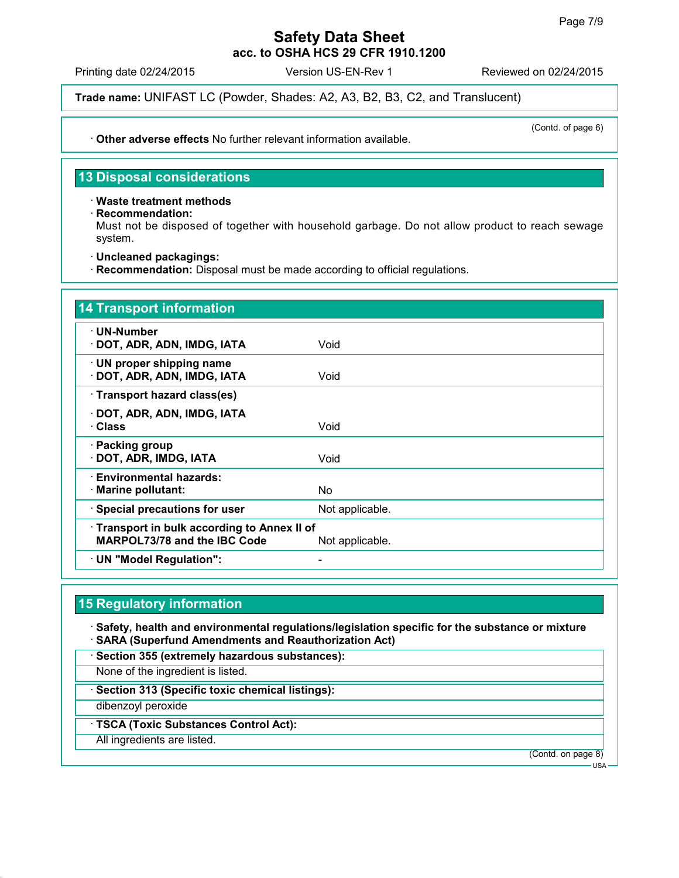**Trade name:** UNIFAST LC (Powder, Shades: A2, A3, B2, B3, C2, and Translucent)

(Contd. of page 6)

· **Other adverse effects** No further relevant information available.

## 13 Disposal considerations

· **Waste treatment methods**
· **Recommendation:**
Must not be disposed of together with household garbage. Do not allow product to reach sewage system.

· **Uncleaned packagings:**
· **Recommendation:** Disposal must be made according to official regulations.

## 14 Transport information

| | |
|---|---|
| · **UN-Number**<br>· **DOT, ADR, ADN, IMDG, IATA** | Void |
| · **UN proper shipping name**<br>· **DOT, ADR, ADN, IMDG, IATA** | Void |
| · **Transport hazard class(es)**<br>· **DOT, ADR, ADN, IMDG, IATA**<br>· **Class** | Void |
| · **Packing group**<br>· **DOT, ADR, IMDG, IATA** | Void |
| · **Environmental hazards:**<br>· **Marine pollutant:** | No |
| · **Special precautions for user** | Not applicable. |
| · **Transport in bulk according to Annex II of MARPOL73/78 and the IBC Code** | Not applicable. |
| · **UN "Model Regulation":** | - |

## 15 Regulatory information

· **Safety, health and environmental regulations/legislation specific for the substance or mixture**
· **SARA (Superfund Amendments and Reauthorization Act)**

· **Section 355 (extremely hazardous substances):**
None of the ingredient is listed.

· **Section 313 (Specific toxic chemical listings):**
dibenzoyl peroxide

· **TSCA (Toxic Substances Control Act):**
All ingredients are listed.

(Contd. on page 8)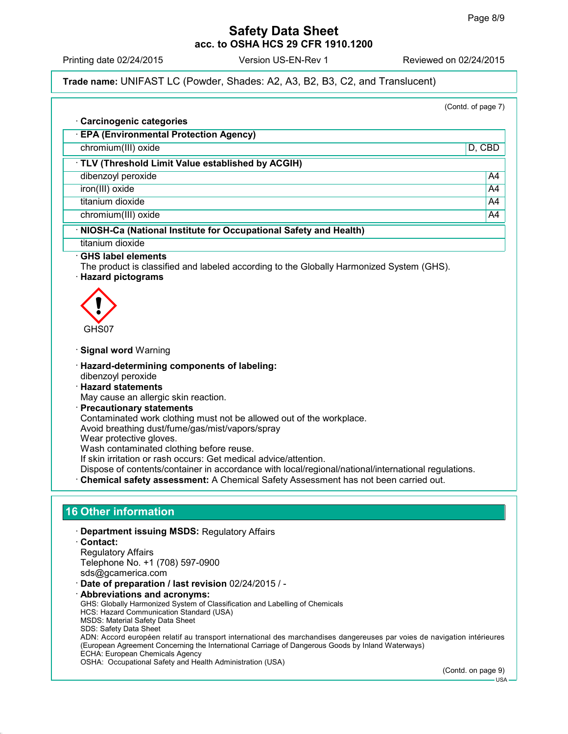(Contd. of page 7)

· **Carcinogenic categories**

| · EPA (Environmental Protection Agency) | |
|---|---|
| chromium(III) oxide | D, CBD |

| · TLV (Threshold Limit Value established by ACGIH) | |
|---|---|
| dibenzoyl peroxide | A4 |
| iron(III) oxide | A4 |
| titanium dioxide | A4 |
| chromium(III) oxide | A4 |

| · NIOSH-Ca (National Institute for Occupational Safety and Health) |
|---|
| titanium dioxide |

· **GHS label elements**
The product is classified and labeled according to the Globally Harmonized System (GHS).

· **Hazard pictograms**

GHS07

· **Signal word** Warning

· **Hazard-determining components of labeling:**
dibenzoyl peroxide

· **Hazard statements**
May cause an allergic skin reaction.

· **Precautionary statements**
Contaminated work clothing must not be allowed out of the workplace.
Avoid breathing dust/fume/gas/mist/vapors/spray
Wear protective gloves.
Wash contaminated clothing before reuse.
If skin irritation or rash occurs: Get medical advice/attention.
Dispose of contents/container in accordance with local/regional/national/international regulations.

· **Chemical safety assessment:** A Chemical Safety Assessment has not been carried out.

## 16 Other information

· **Department issuing MSDS:** Regulatory Affairs

· **Contact:**
Regulatory Affairs
Telephone No. +1 (708) 597-0900
sds@gcamerica.com

· **Date of preparation / last revision** 02/24/2015 / -

· **Abbreviations and acronyms:**
GHS: Globally Harmonized System of Classification and Labelling of Chemicals
HCS: Hazard Communication Standard (USA)
MSDS: Material Safety Data Sheet
SDS: Safety Data Sheet
ADN: Accord européen relatif au transport international des marchandises dangereuses par voies de navigation intérieures (European Agreement Concerning the International Carriage of Dangerous Goods by Inland Waterways)
ECHA: European Chemicals Agency
OSHA: Occupational Safety and Health Administration (USA)

(Contd. on page 9)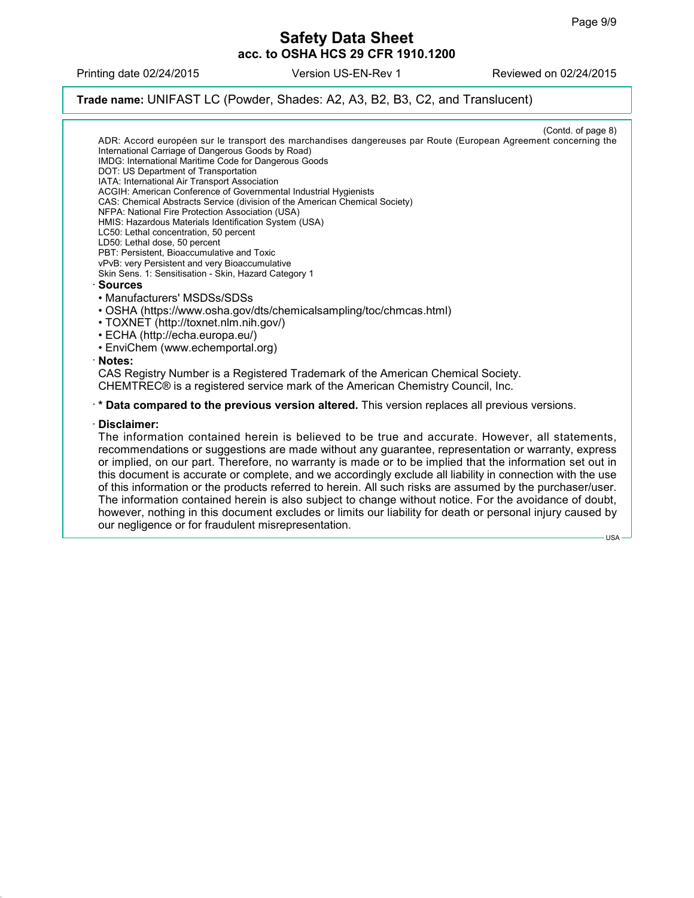(Contd. of page 8)

ADR: Accord européen sur le transport des marchandises dangereuses par Route (European Agreement concerning the International Carriage of Dangerous Goods by Road)
IMDG: International Maritime Code for Dangerous Goods
DOT: US Department of Transportation
IATA: International Air Transport Association
ACGIH: American Conference of Governmental Industrial Hygienists
CAS: Chemical Abstracts Service (division of the American Chemical Society)
NFPA: National Fire Protection Association (USA)
HMIS: Hazardous Materials Identification System (USA)
LC50: Lethal concentration, 50 percent
LD50: Lethal dose, 50 percent
PBT: Persistent, Bioaccumulative and Toxic
vPvB: very Persistent and very Bioaccumulative
Skin Sens. 1: Sensitisation - Skin, Hazard Category 1

· **Sources**

- Manufacturers' MSDSs/SDSs
- OSHA (https://www.osha.gov/dts/chemicalsampling/toc/chmcas.html)
- TOXNET (http://toxnet.nlm.nih.gov/)
- ECHA (http://echa.europa.eu/)
- EnviChem (www.echemportal.org)

· **Notes:**

CAS Registry Number is a Registered Trademark of the American Chemical Society.
CHEMTREC® is a registered service mark of the American Chemistry Council, Inc.

· **\* Data compared to the previous version altered.** This version replaces all previous versions.

· **Disclaimer:**

The information contained herein is believed to be true and accurate. However, all statements, recommendations or suggestions are made without any guarantee, representation or warranty, express or implied, on our part. Therefore, no warranty is made or to be implied that the information set out in this document is accurate or complete, and we accordingly exclude all liability in connection with the use of this information or the products referred to herein. All such risks are assumed by the purchaser/user. The information contained herein is also subject to change without notice. For the avoidance of doubt, however, nothing in this document excludes or limits our liability for death or personal injury caused by our negligence or for fraudulent misrepresentation.